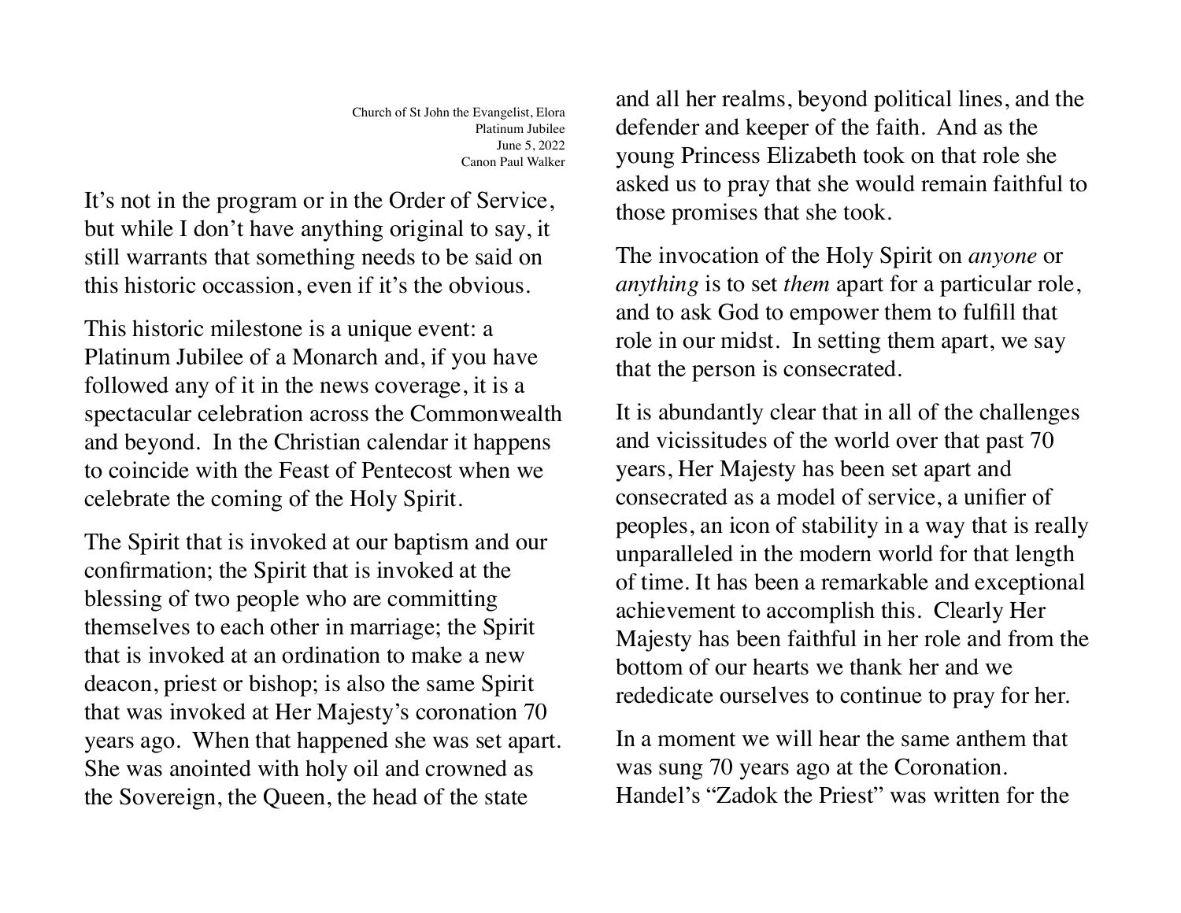Church of St John the Evangelist, Elora
Platinum Jubilee
June 5, 2022
Canon Paul Walker

It's not in the program or in the Order of Service, but while I don't have anything original to say, it still warrants that something needs to be said on this historic occassion, even if it's the obvious.

This historic milestone is a unique event: a Platinum Jubilee of a Monarch and, if you have followed any of it in the news coverage, it is a spectacular celebration across the Commonwealth and beyond. In the Christian calendar it happens to coincide with the Feast of Pentecost when we celebrate the coming of the Holy Spirit.

The Spirit that is invoked at our baptism and our confirmation; the Spirit that is invoked at the blessing of two people who are committing themselves to each other in marriage; the Spirit that is invoked at an ordination to make a new deacon, priest or bishop; is also the same Spirit that was invoked at Her Majesty's coronation 70 years ago. When that happened she was set apart. She was anointed with holy oil and crowned as the Sovereign, the Queen, the head of the state and all her realms, beyond political lines, and the defender and keeper of the faith. And as the young Princess Elizabeth took on that role she asked us to pray that she would remain faithful to those promises that she took.

The invocation of the Holy Spirit on *anyone* or *anything* is to set *them* apart for a particular role, and to ask God to empower them to fulfill that role in our midst. In setting them apart, we say that the person is consecrated.

It is abundantly clear that in all of the challenges and vicissitudes of the world over that past 70 years, Her Majesty has been set apart and consecrated as a model of service, a unifier of peoples, an icon of stability in a way that is really unparalleled in the modern world for that length of time. It has been a remarkable and exceptional achievement to accomplish this. Clearly Her Majesty has been faithful in her role and from the bottom of our hearts we thank her and we rededicate ourselves to continue to pray for her.

In a moment we will hear the same anthem that was sung 70 years ago at the Coronation. Handel's "Zadok the Priest" was written for the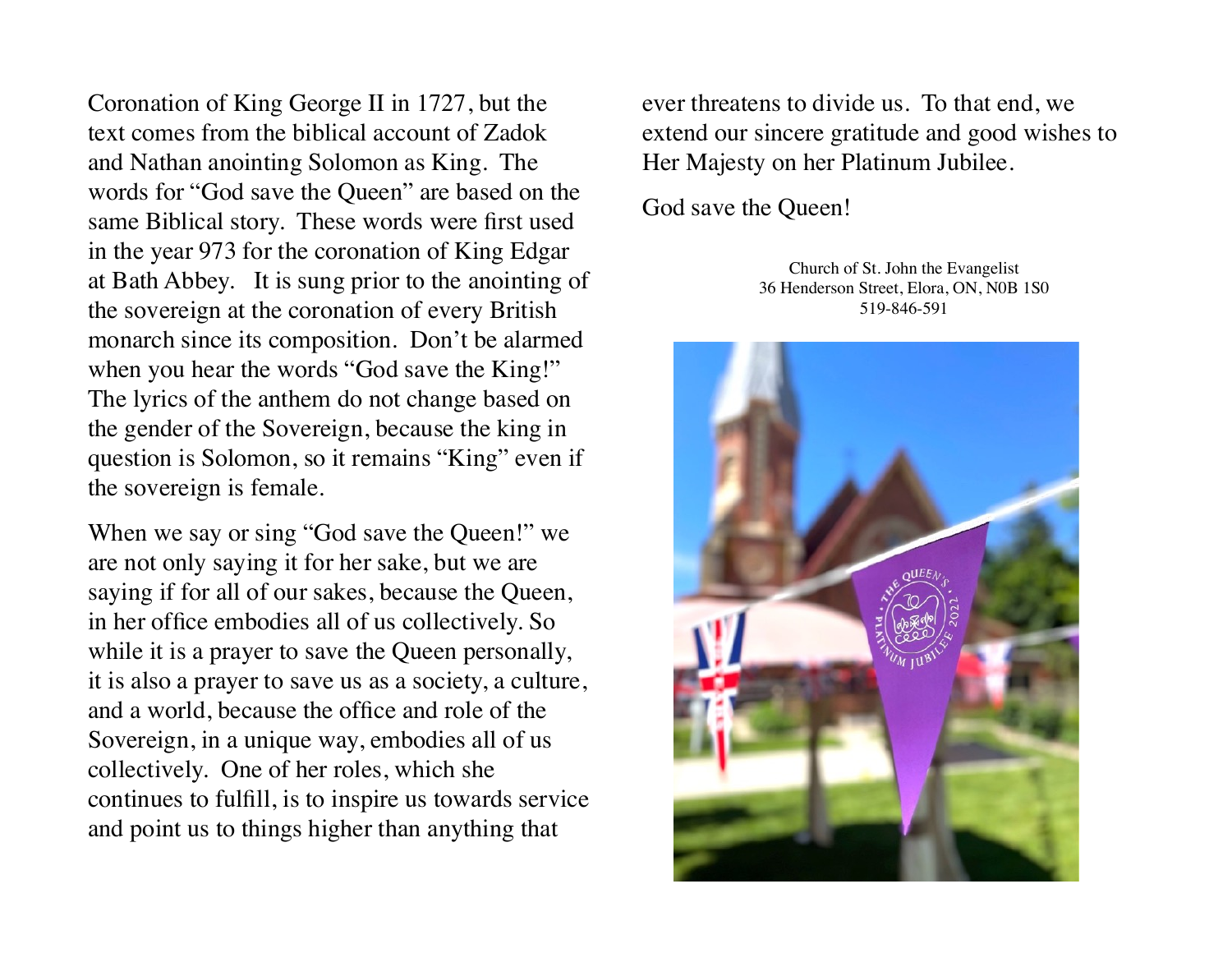Coronation of King George II in 1727, but the text comes from the biblical account of Zadok and Nathan anointing Solomon as King. The words for "God save the Queen" are based on the same Biblical story. These words were first used in the year 973 for the coronation of King Edgar at Bath Abbey. It is sung prior to the anointing of the sovereign at the coronation of every British monarch since its composition. Don't be alarmed when you hear the words "God save the King!" The lyrics of the anthem do not change based on the gender of the Sovereign, because the king in question is Solomon, so it remains "King" even if the sovereign is female.

When we say or sing "God save the Queen!" we are not only saying it for her sake, but we are saying if for all of our sakes, because the Queen, in her office embodies all of us collectively. So while it is a prayer to save the Queen personally, it is also a prayer to save us as a society, a culture, and a world, because the office and role of the Sovereign, in a unique way, embodies all of us collectively. One of her roles, which she continues to fulfill, is to inspire us towards service and point us to things higher than anything that ever threatens to divide us. To that end, we extend our sincere gratitude and good wishes to Her Majesty on her Platinum Jubilee.

God save the Queen!

Church of St. John the Evangelist
36 Henderson Street, Elora, ON, N0B 1S0
519-846-591